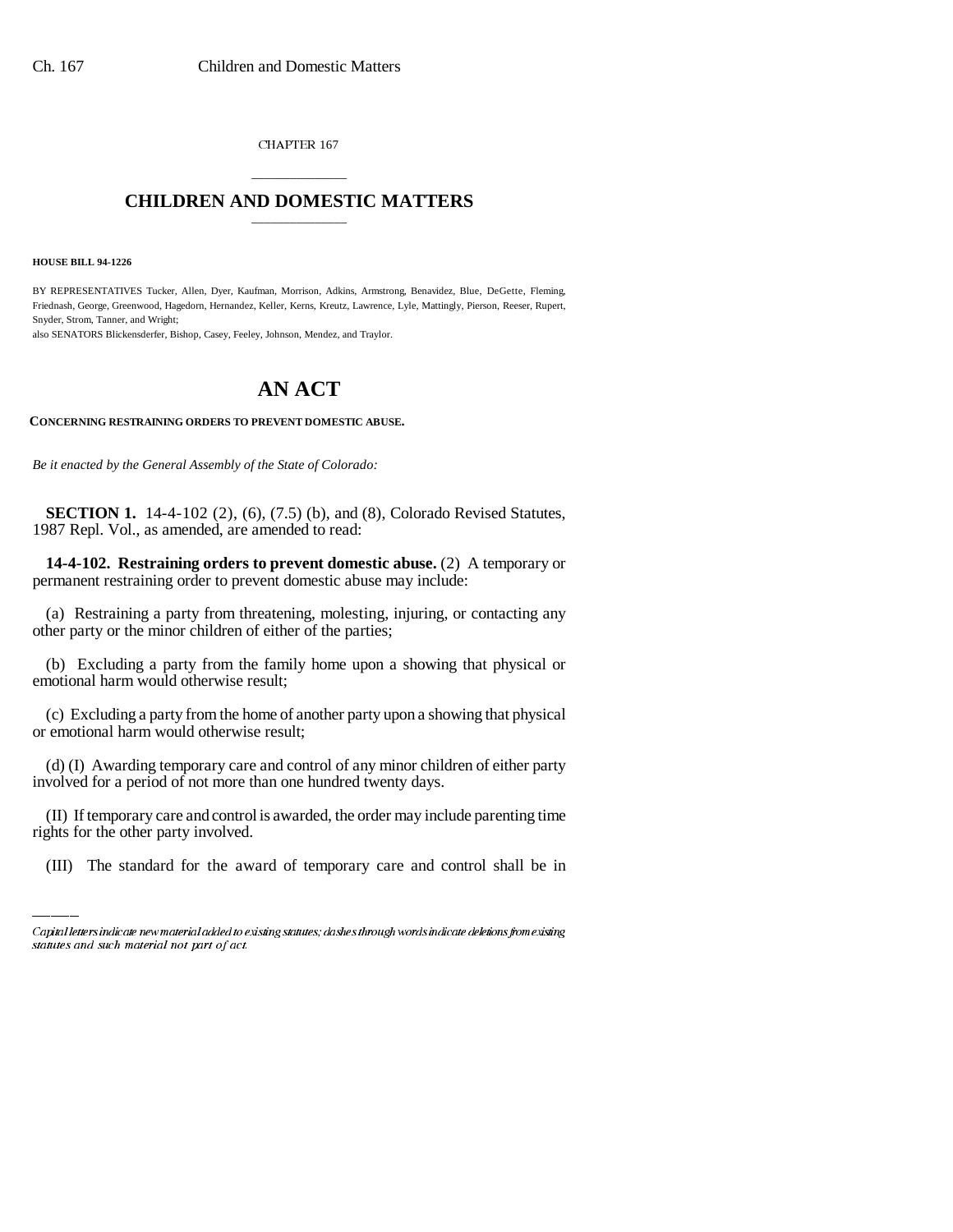CHAPTER 167

# CHILDREN AND DOMESTIC MATTERS

**HOUSE BILL 94-1226**

BY REPRESENTATIVES Tucker, Allen, Dyer, Kaufman, Morrison, Adkins, Armstrong, Benavidez, Blue, DeGette, Fleming, Friednash, George, Greenwood, Hagedorn, Hernandez, Keller, Kerns, Kreutz, Lawrence, Lyle, Mattingly, Pierson, Reeser, Rupert, Snyder, Strom, Tanner, and Wright;
also SENATORS Blickensderfer, Bishop, Casey, Feeley, Johnson, Mendez, and Traylor.

# AN ACT

**CONCERNING RESTRAINING ORDERS TO PREVENT DOMESTIC ABUSE.**

*Be it enacted by the General Assembly of the State of Colorado:*

**SECTION 1.** 14-4-102 (2), (6), (7.5) (b), and (8), Colorado Revised Statutes, 1987 Repl. Vol., as amended, are amended to read:

**14-4-102. Restraining orders to prevent domestic abuse.** (2) A temporary or permanent restraining order to prevent domestic abuse may include:

(a) Restraining a party from threatening, molesting, injuring, or contacting any other party or the minor children of either of the parties;

(b) Excluding a party from the family home upon a showing that physical or emotional harm would otherwise result;

(c) Excluding a party from the home of another party upon a showing that physical or emotional harm would otherwise result;

(d) (I) Awarding temporary care and control of any minor children of either party involved for a period of not more than one hundred twenty days.

(II) If temporary care and control is awarded, the order may include parenting time rights for the other party involved.

(III) The standard for the award of temporary care and control shall be in

Capital letters indicate new material added to existing statutes; dashes through words indicate deletions from existing statutes and such material not part of act.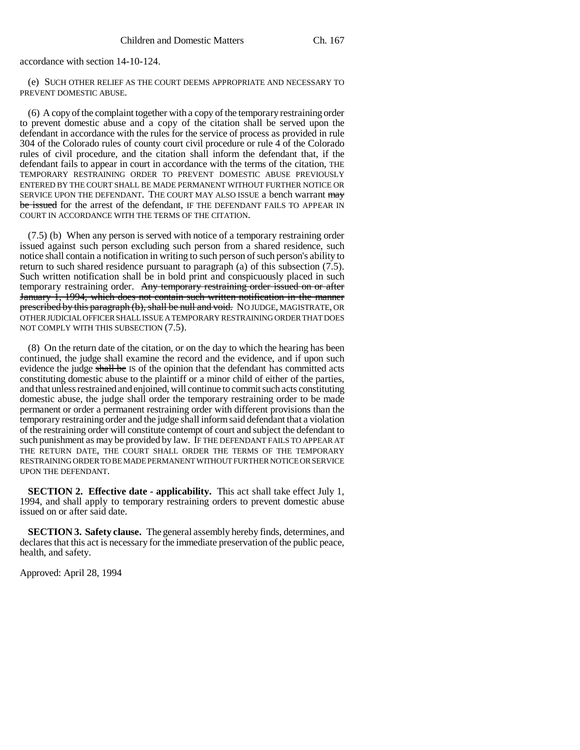accordance with section 14-10-124.

(e) SUCH OTHER RELIEF AS THE COURT DEEMS APPROPRIATE AND NECESSARY TO PREVENT DOMESTIC ABUSE.

(6) A copy of the complaint together with a copy of the temporary restraining order to prevent domestic abuse and a copy of the citation shall be served upon the defendant in accordance with the rules for the service of process as provided in rule 304 of the Colorado rules of county court civil procedure or rule 4 of the Colorado rules of civil procedure, and the citation shall inform the defendant that, if the defendant fails to appear in court in accordance with the terms of the citation, THE TEMPORARY RESTRAINING ORDER TO PREVENT DOMESTIC ABUSE PREVIOUSLY ENTERED BY THE COURT SHALL BE MADE PERMANENT WITHOUT FURTHER NOTICE OR SERVICE UPON THE DEFENDANT. THE COURT MAY ALSO ISSUE a bench warrant ~~may be issued~~ for the arrest of the defendant, IF THE DEFENDANT FAILS TO APPEAR IN COURT IN ACCORDANCE WITH THE TERMS OF THE CITATION.

(7.5) (b) When any person is served with notice of a temporary restraining order issued against such person excluding such person from a shared residence, such notice shall contain a notification in writing to such person of such person's ability to return to such shared residence pursuant to paragraph (a) of this subsection (7.5). Such written notification shall be in bold print and conspicuously placed in such temporary restraining order. ~~Any temporary restraining order issued on or after January 1, 1994, which does not contain such written notification in the manner prescribed by this paragraph (b), shall be null and void.~~ NO JUDGE, MAGISTRATE, OR OTHER JUDICIAL OFFICER SHALL ISSUE A TEMPORARY RESTRAINING ORDER THAT DOES NOT COMPLY WITH THIS SUBSECTION (7.5).

(8) On the return date of the citation, or on the day to which the hearing has been continued, the judge shall examine the record and the evidence, and if upon such evidence the judge ~~shall be~~ IS of the opinion that the defendant has committed acts constituting domestic abuse to the plaintiff or a minor child of either of the parties, and that unless restrained and enjoined, will continue to commit such acts constituting domestic abuse, the judge shall order the temporary restraining order to be made permanent or order a permanent restraining order with different provisions than the temporary restraining order and the judge shall inform said defendant that a violation of the restraining order will constitute contempt of court and subject the defendant to such punishment as may be provided by law. IF THE DEFENDANT FAILS TO APPEAR AT THE RETURN DATE, THE COURT SHALL ORDER THE TERMS OF THE TEMPORARY RESTRAINING ORDER TO BE MADE PERMANENT WITHOUT FURTHER NOTICE OR SERVICE UPON THE DEFENDANT.

**SECTION 2. Effective date - applicability.** This act shall take effect July 1, 1994, and shall apply to temporary restraining orders to prevent domestic abuse issued on or after said date.

**SECTION 3. Safety clause.** The general assembly hereby finds, determines, and declares that this act is necessary for the immediate preservation of the public peace, health, and safety.

Approved: April 28, 1994